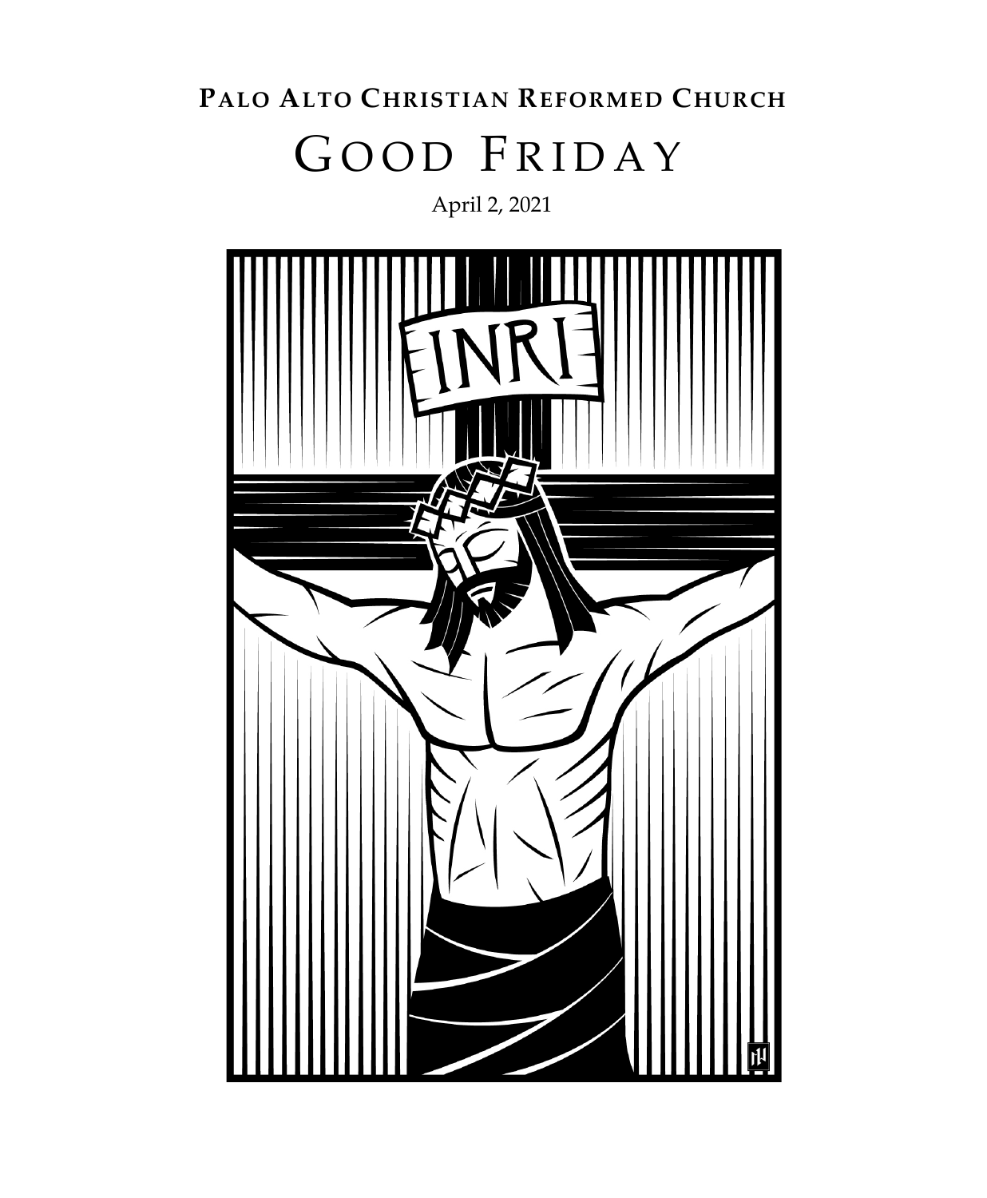**PALO ALTO CHRISTIAN REFORMED CHURCH**

# GOOD FRIDAY

April 2, 2021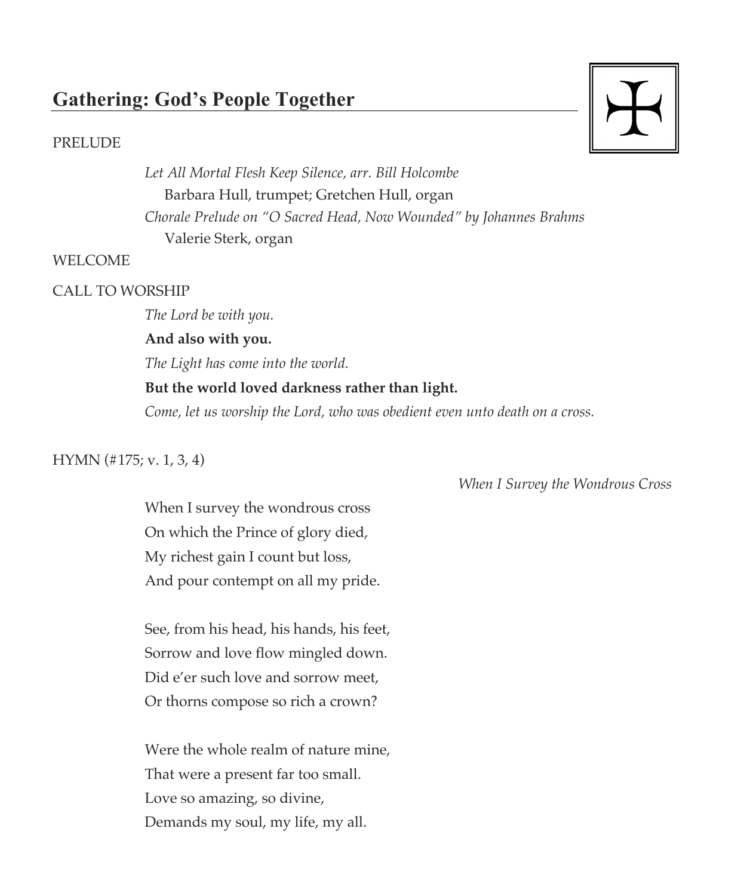## Gathering: God's People Together

PRELUDE

*Let All Mortal Flesh Keep Silence, arr. Bill Holcombe*
Barbara Hull, trumpet; Gretchen Hull, organ
*Chorale Prelude on "O Sacred Head, Now Wounded" by Johannes Brahms*
Valerie Sterk, organ

WELCOME

CALL TO WORSHIP

*The Lord be with you.*

**And also with you.**

*The Light has come into the world.*

**But the world loved darkness rather than light.**

*Come, let us worship the Lord, who was obedient even unto death on a cross.*

HYMN (#175; v. 1, 3, 4)

*When I Survey the Wondrous Cross*

When I survey the wondrous cross
On which the Prince of glory died,
My richest gain I count but loss,
And pour contempt on all my pride.

See, from his head, his hands, his feet,
Sorrow and love flow mingled down.
Did e'er such love and sorrow meet,
Or thorns compose so rich a crown?

Were the whole realm of nature mine,
That were a present far too small.
Love so amazing, so divine,
Demands my soul, my life, my all.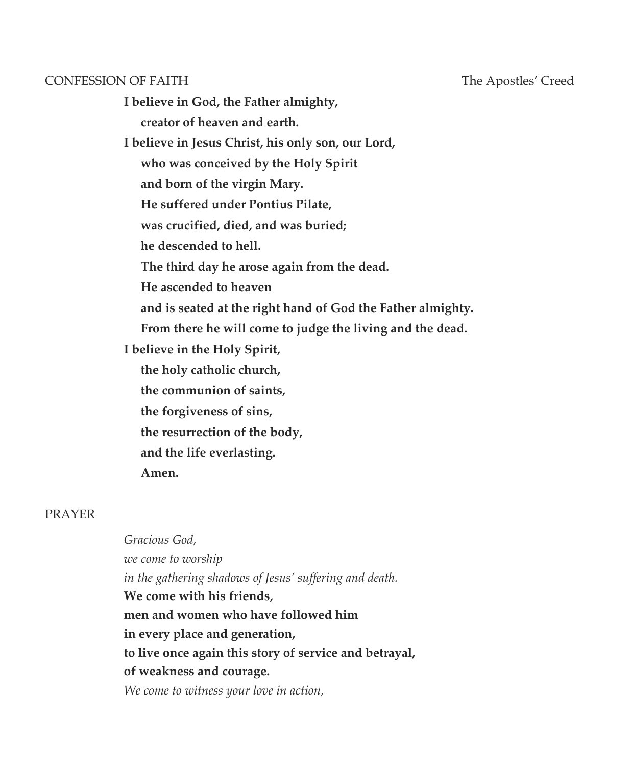CONFESSION OF FAITH The Apostles' Creed

**I believe in God, the Father almighty,**
**creator of heaven and earth.**
**I believe in Jesus Christ, his only son, our Lord,**
**who was conceived by the Holy Spirit**
**and born of the virgin Mary.**
**He suffered under Pontius Pilate,**
**was crucified, died, and was buried;**
**he descended to hell.**
**The third day he arose again from the dead.**
**He ascended to heaven**
**and is seated at the right hand of God the Father almighty.**
**From there he will come to judge the living and the dead.**
**I believe in the Holy Spirit,**
**the holy catholic church,**
**the communion of saints,**
**the forgiveness of sins,**
**the resurrection of the body,**
**and the life everlasting.**
**Amen.**

PRAYER

*Gracious God,*
*we come to worship*
*in the gathering shadows of Jesus' suffering and death.*
**We come with his friends,**
**men and women who have followed him**
**in every place and generation,**
**to live once again this story of service and betrayal,**
**of weakness and courage.**
*We come to witness your love in action,*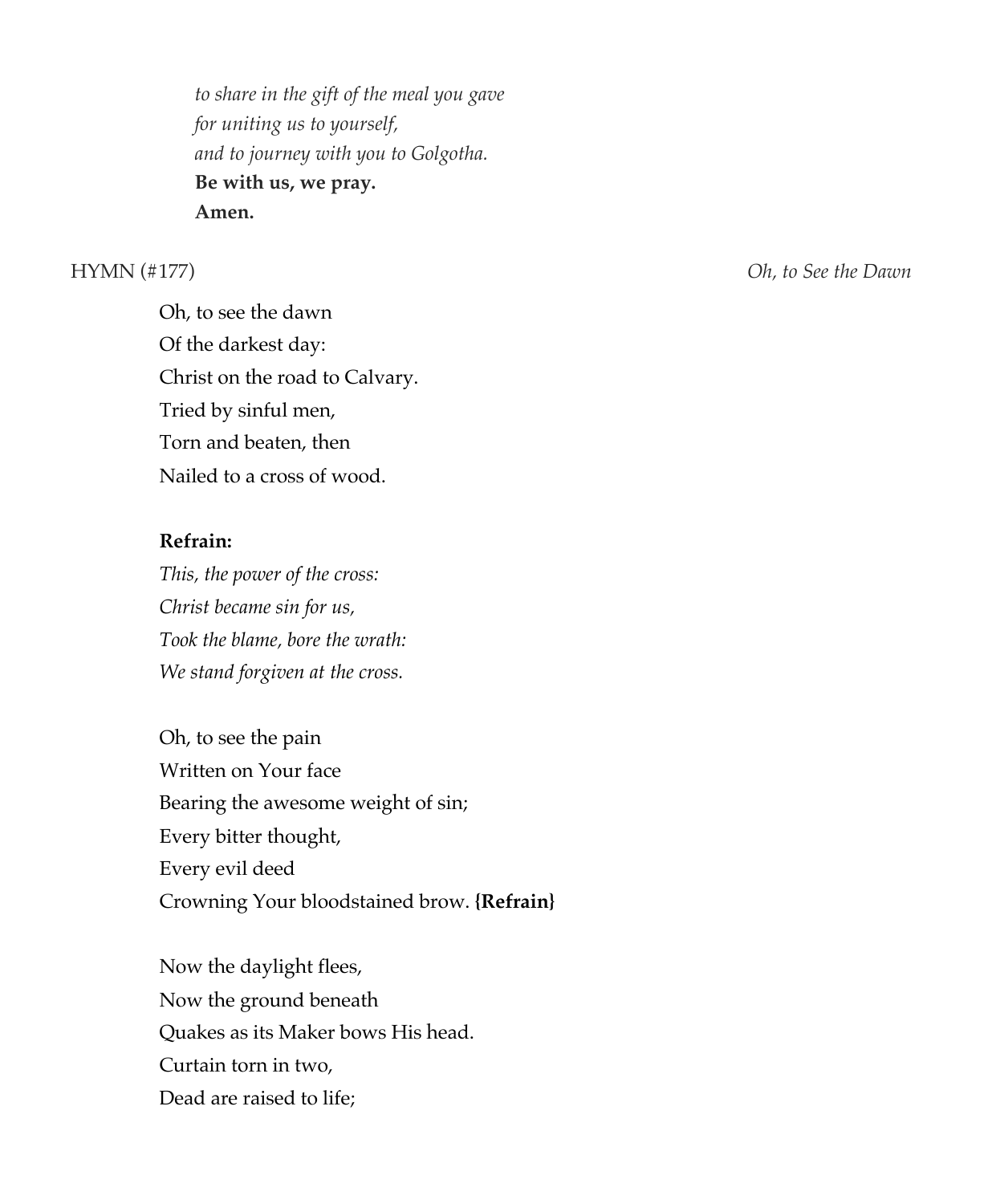*to share in the gift of the meal you gave*
*for uniting us to yourself,*
*and to journey with you to Golgotha.*
**Be with us, we pray.**
**Amen.**

HYMN (#177) *Oh, to See the Dawn*

Oh, to see the dawn
Of the darkest day:
Christ on the road to Calvary.
Tried by sinful men,
Torn and beaten, then
Nailed to a cross of wood.

**Refrain:**
*This, the power of the cross:*
*Christ became sin for us,*
*Took the blame, bore the wrath:*
*We stand forgiven at the cross.*

Oh, to see the pain
Written on Your face
Bearing the awesome weight of sin;
Every bitter thought,
Every evil deed
Crowning Your bloodstained brow. **{Refrain}**

Now the daylight flees,
Now the ground beneath
Quakes as its Maker bows His head.
Curtain torn in two,
Dead are raised to life;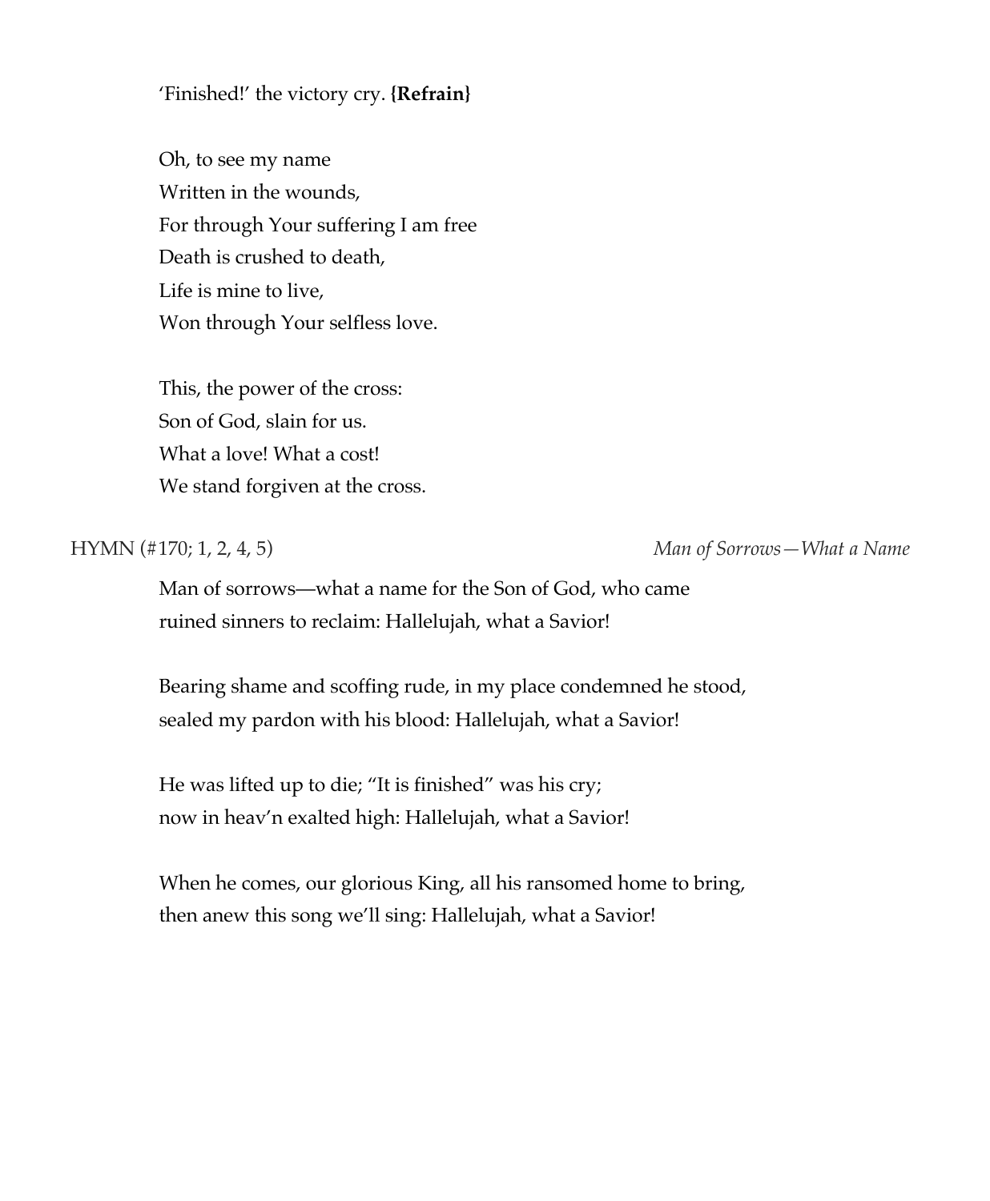'Finished!' the victory cry. **{Refrain}**

Oh, to see my name  
Written in the wounds,  
For through Your suffering I am free  
Death is crushed to death,  
Life is mine to live,  
Won through Your selfless love.

This, the power of the cross:  
Son of God, slain for us.  
What a love! What a cost!  
We stand forgiven at the cross.

HYMN (#170; 1, 2, 4, 5) *Man of Sorrows—What a Name*

Man of sorrows—what a name for the Son of God, who came  
ruined sinners to reclaim: Hallelujah, what a Savior!

Bearing shame and scoffing rude, in my place condemned he stood,  
sealed my pardon with his blood: Hallelujah, what a Savior!

He was lifted up to die; "It is finished" was his cry;  
now in heav'n exalted high: Hallelujah, what a Savior!

When he comes, our glorious King, all his ransomed home to bring,  
then anew this song we'll sing: Hallelujah, what a Savior!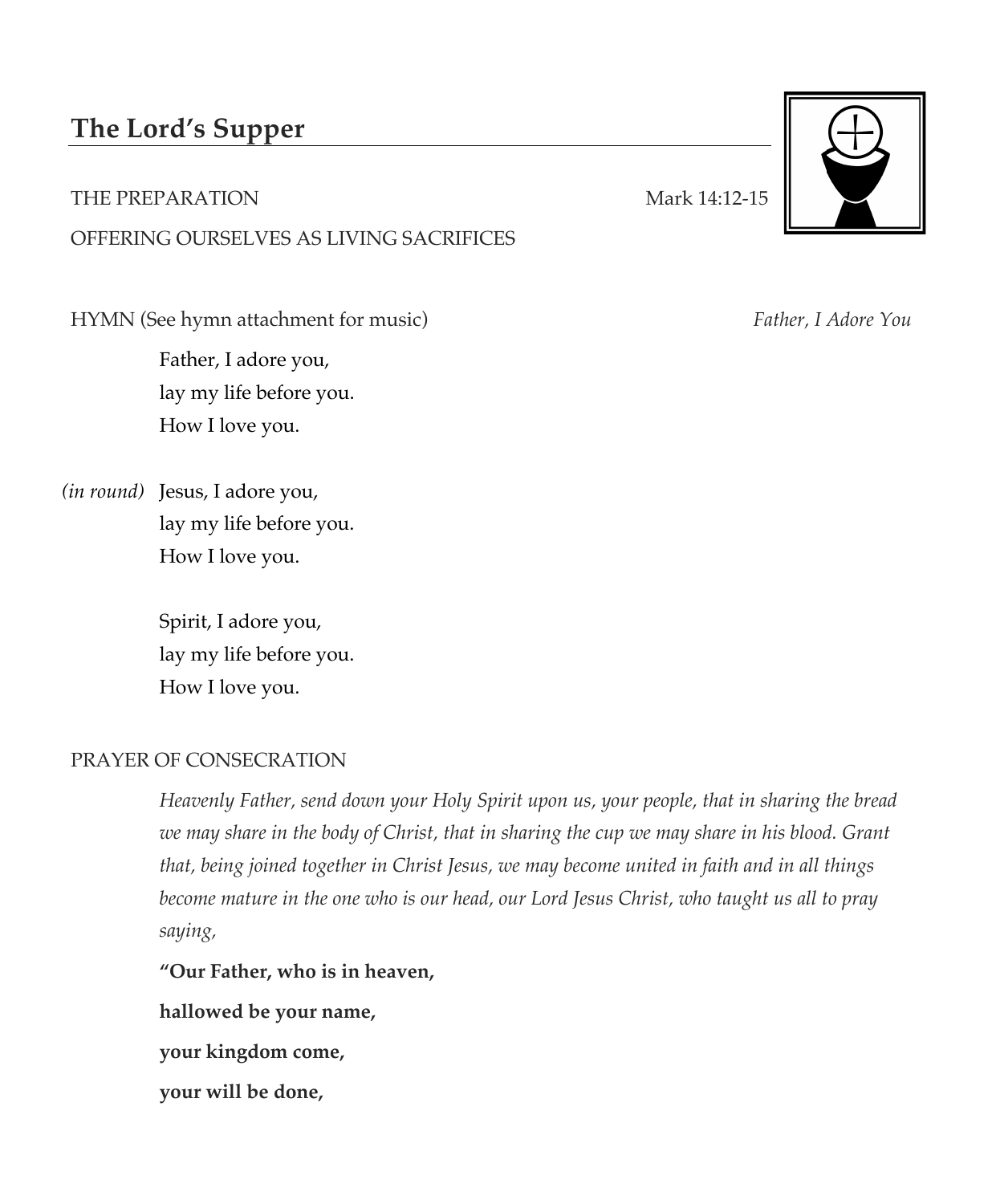## The Lord's Supper

THE PREPARATION Mark 14:12-15

OFFERING OURSELVES AS LIVING SACRIFICES

HYMN (See hymn attachment for music) *Father, I Adore You*

Father, I adore you,
lay my life before you.
How I love you.

*(in round)* Jesus, I adore you,
lay my life before you.
How I love you.

Spirit, I adore you,
lay my life before you.
How I love you.

PRAYER OF CONSECRATION

*Heavenly Father, send down your Holy Spirit upon us, your people, that in sharing the bread we may share in the body of Christ, that in sharing the cup we may share in his blood. Grant that, being joined together in Christ Jesus, we may become united in faith and in all things become mature in the one who is our head, our Lord Jesus Christ, who taught us all to pray saying,*

**"Our Father, who is in heaven,**

**hallowed be your name,**

**your kingdom come,**

**your will be done,**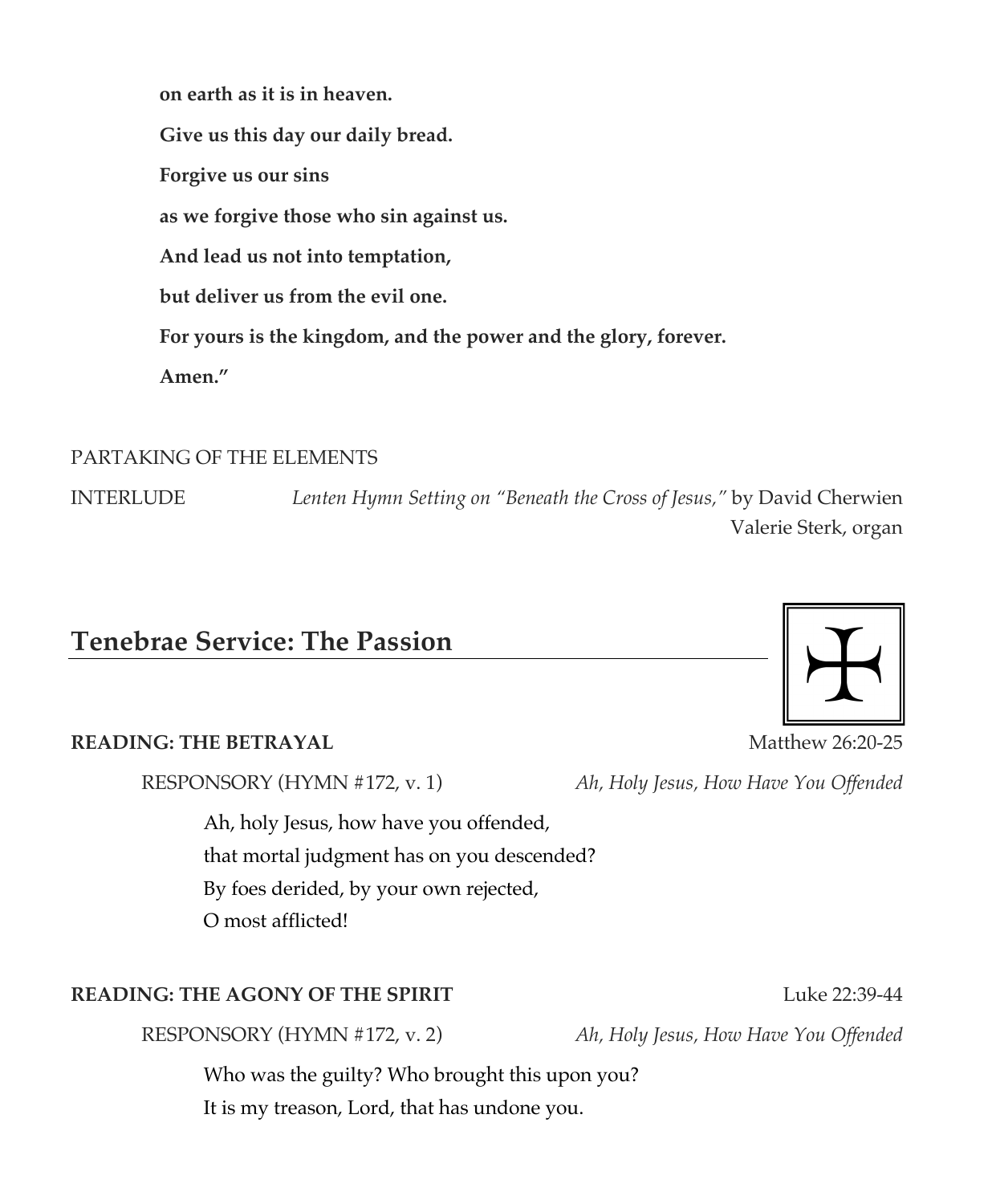**on earth as it is in heaven.**

**Give us this day our daily bread.**

**Forgive us our sins**

**as we forgive those who sin against us.**

**And lead us not into temptation,**

**but deliver us from the evil one.**

**For yours is the kingdom, and the power and the glory, forever.**

**Amen."**

PARTAKING OF THE ELEMENTS

INTERLUDE *Lenten Hymn Setting on "Beneath the Cross of Jesus,"* by David Cherwien
Valerie Sterk, organ

## Tenebrae Service: The Passion

**READING: THE BETRAYAL** Matthew 26:20-25

RESPONSORY (HYMN #172, v. 1) *Ah, Holy Jesus, How Have You Offended*

Ah, holy Jesus, how have you offended,
that mortal judgment has on you descended?
By foes derided, by your own rejected,
O most afflicted!

**READING: THE AGONY OF THE SPIRIT** Luke 22:39-44

RESPONSORY (HYMN #172, v. 2) *Ah, Holy Jesus, How Have You Offended*

Who was the guilty? Who brought this upon you?
It is my treason, Lord, that has undone you.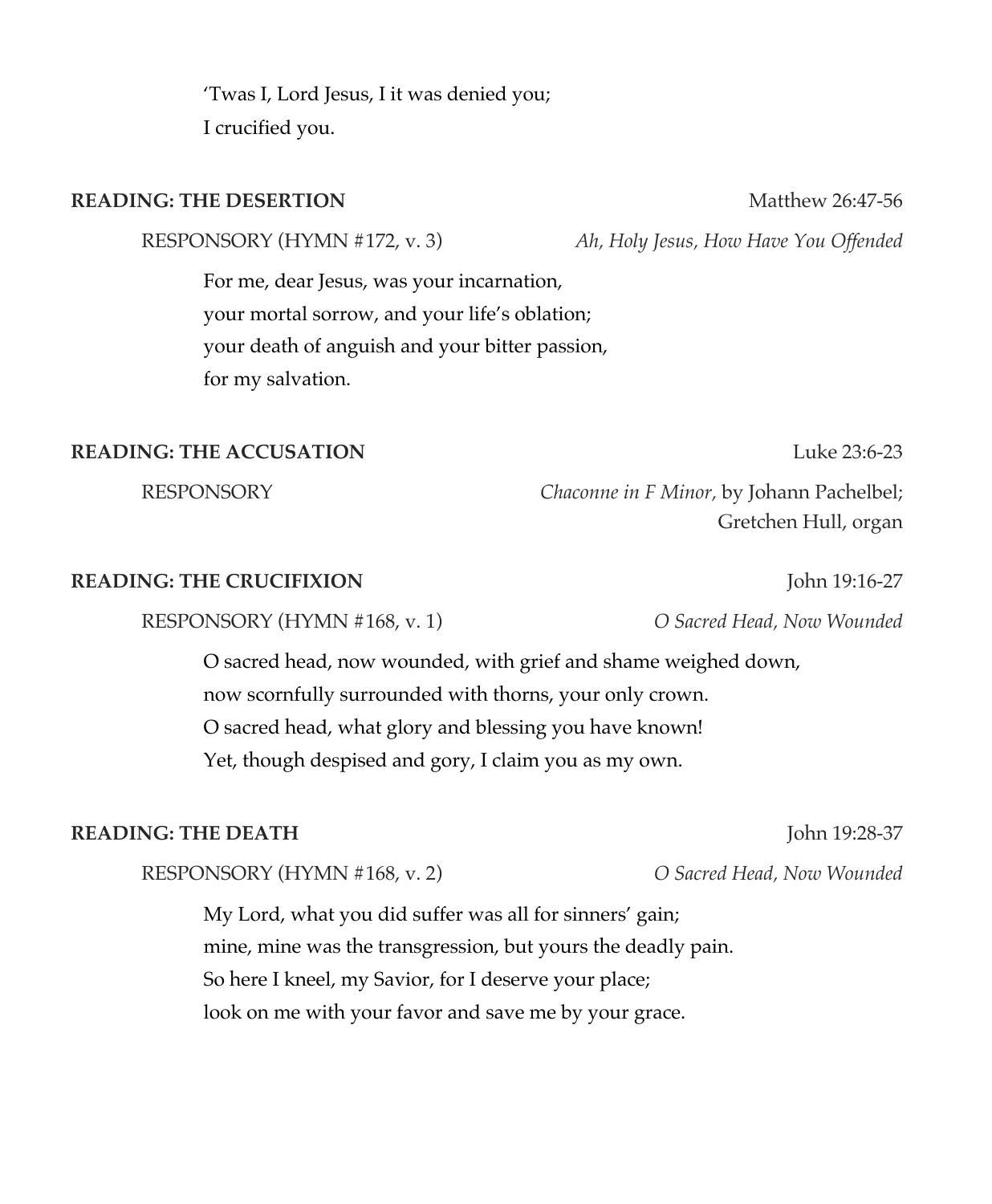'Twas I, Lord Jesus, I it was denied you;
I crucified you.

**READING: THE DESERTION** Matthew 26:47-56

RESPONSORY (HYMN #172, v. 3) *Ah, Holy Jesus, How Have You Offended*

For me, dear Jesus, was your incarnation,
your mortal sorrow, and your life's oblation;
your death of anguish and your bitter passion,
for my salvation.

**READING: THE ACCUSATION** Luke 23:6-23

RESPONSORY *Chaconne in F Minor,* by Johann Pachelbel;
Gretchen Hull, organ

**READING: THE CRUCIFIXION** John 19:16-27

RESPONSORY (HYMN #168, v. 1) *O Sacred Head, Now Wounded*

O sacred head, now wounded, with grief and shame weighed down,
now scornfully surrounded with thorns, your only crown.
O sacred head, what glory and blessing you have known!
Yet, though despised and gory, I claim you as my own.

**READING: THE DEATH** John 19:28-37

RESPONSORY (HYMN #168, v. 2) *O Sacred Head, Now Wounded*

My Lord, what you did suffer was all for sinners' gain;
mine, mine was the transgression, but yours the deadly pain.
So here I kneel, my Savior, for I deserve your place;
look on me with your favor and save me by your grace.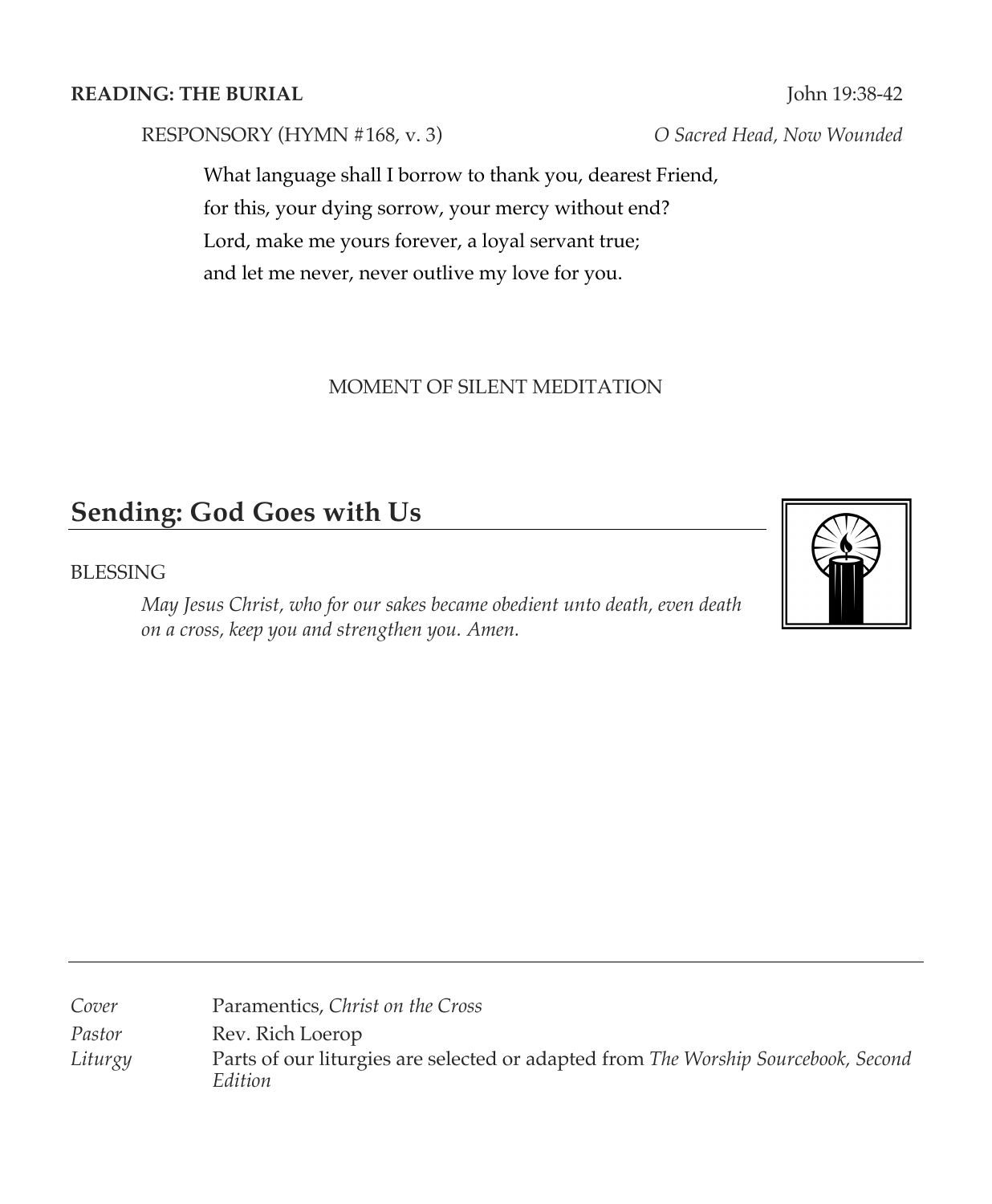**READING: THE BURIAL** John 19:38-42

RESPONSORY (HYMN #168, v. 3) *O Sacred Head, Now Wounded*

What language shall I borrow to thank you, dearest Friend,
for this, your dying sorrow, your mercy without end?
Lord, make me yours forever, a loyal servant true;
and let me never, never outlive my love for you.

MOMENT OF SILENT MEDITATION

## Sending: God Goes with Us

BLESSING

*May Jesus Christ, who for our sakes became obedient unto death, even death on a cross, keep you and strengthen you. Amen.*

---

*Cover* Paramentics, *Christ on the Cross*

*Pastor* Rev. Rich Loerop

*Liturgy* Parts of our liturgies are selected or adapted from *The Worship Sourcebook, Second Edition*